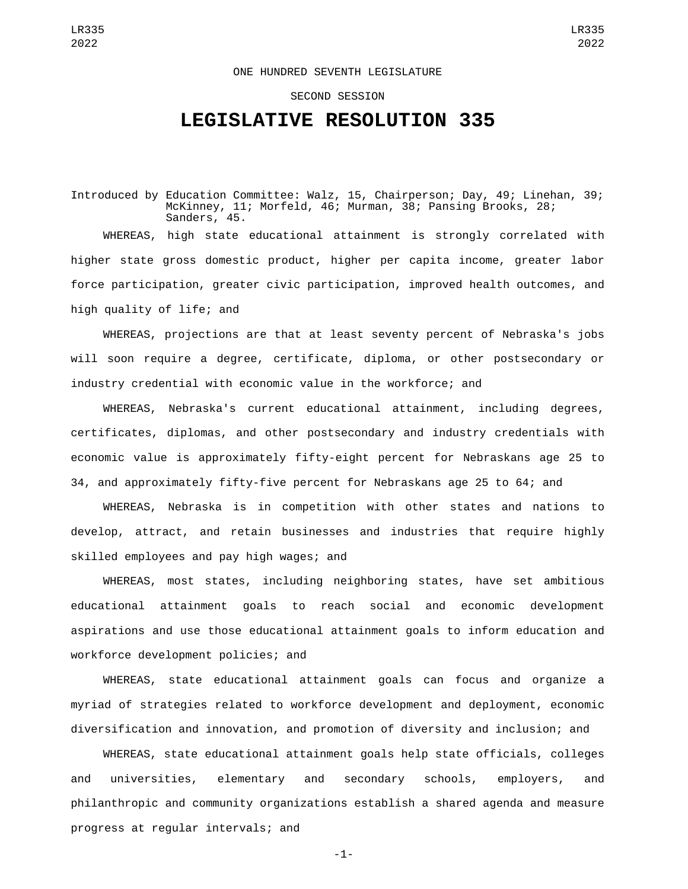ONE HUNDRED SEVENTH LEGISLATURE

SECOND SESSION

# LEGISLATIVE RESOLUTION 335

Introduced by Education Committee: Walz, 15, Chairperson; Day, 49; Linehan, 39; McKinney, 11; Morfeld, 46; Murman, 38; Pansing Brooks, 28; Sanders, 45.

WHEREAS, high state educational attainment is strongly correlated with higher state gross domestic product, higher per capita income, greater labor force participation, greater civic participation, improved health outcomes, and high quality of life; and

WHEREAS, projections are that at least seventy percent of Nebraska's jobs will soon require a degree, certificate, diploma, or other postsecondary or industry credential with economic value in the workforce; and

WHEREAS, Nebraska's current educational attainment, including degrees, certificates, diplomas, and other postsecondary and industry credentials with economic value is approximately fifty-eight percent for Nebraskans age 25 to 34, and approximately fifty-five percent for Nebraskans age 25 to 64; and

WHEREAS, Nebraska is in competition with other states and nations to develop, attract, and retain businesses and industries that require highly skilled employees and pay high wages; and

WHEREAS, most states, including neighboring states, have set ambitious educational attainment goals to reach social and economic development aspirations and use those educational attainment goals to inform education and workforce development policies; and

WHEREAS, state educational attainment goals can focus and organize a myriad of strategies related to workforce development and deployment, economic diversification and innovation, and promotion of diversity and inclusion; and

WHEREAS, state educational attainment goals help state officials, colleges and universities, elementary and secondary schools, employers, and philanthropic and community organizations establish a shared agenda and measure progress at regular intervals; and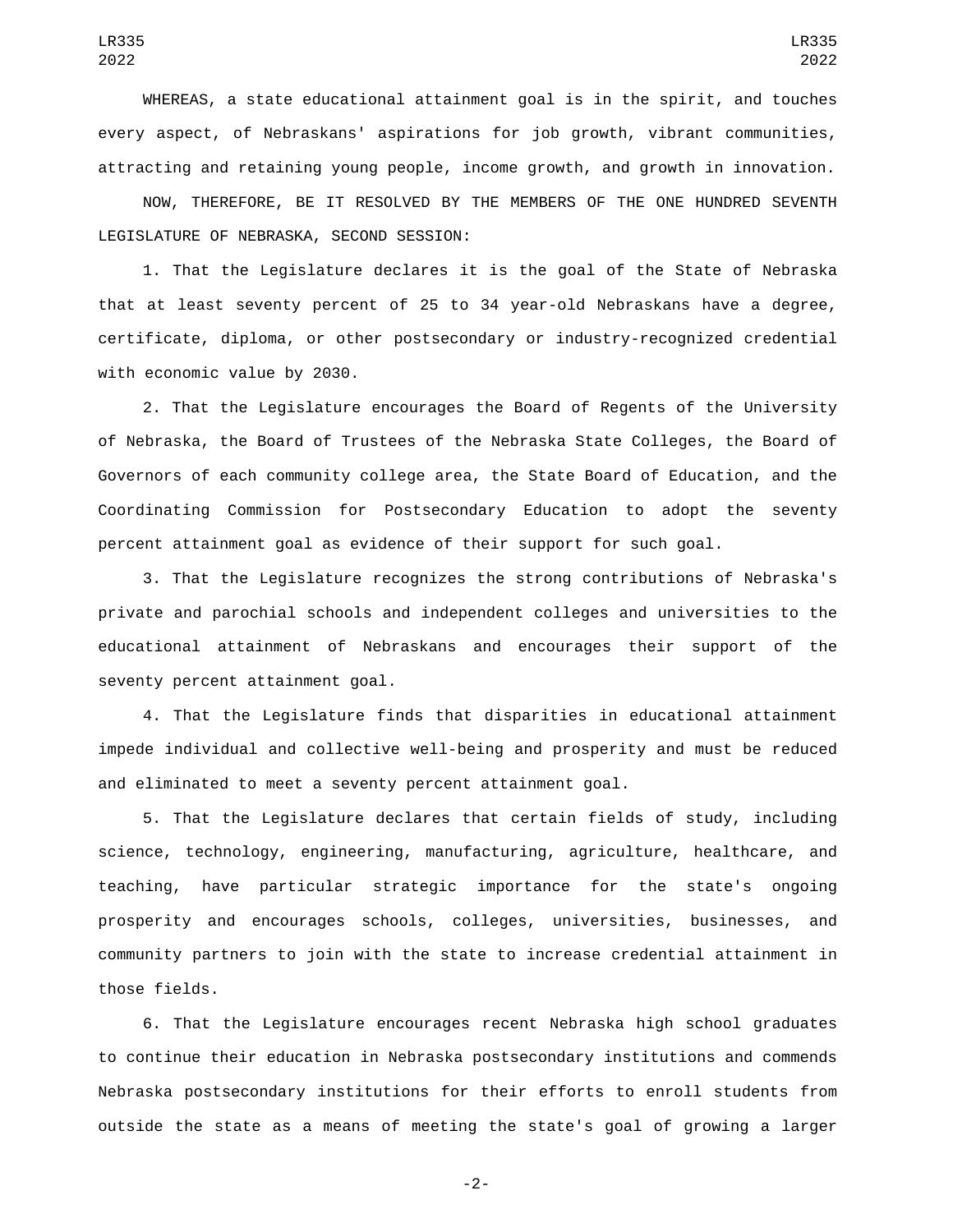WHEREAS, a state educational attainment goal is in the spirit, and touches every aspect, of Nebraskans' aspirations for job growth, vibrant communities, attracting and retaining young people, income growth, and growth in innovation.

NOW, THEREFORE, BE IT RESOLVED BY THE MEMBERS OF THE ONE HUNDRED SEVENTH LEGISLATURE OF NEBRASKA, SECOND SESSION:

1. That the Legislature declares it is the goal of the State of Nebraska that at least seventy percent of 25 to 34 year-old Nebraskans have a degree, certificate, diploma, or other postsecondary or industry-recognized credential with economic value by 2030.

2. That the Legislature encourages the Board of Regents of the University of Nebraska, the Board of Trustees of the Nebraska State Colleges, the Board of Governors of each community college area, the State Board of Education, and the Coordinating Commission for Postsecondary Education to adopt the seventy percent attainment goal as evidence of their support for such goal.

3. That the Legislature recognizes the strong contributions of Nebraska's private and parochial schools and independent colleges and universities to the educational attainment of Nebraskans and encourages their support of the seventy percent attainment goal.

4. That the Legislature finds that disparities in educational attainment impede individual and collective well-being and prosperity and must be reduced and eliminated to meet a seventy percent attainment goal.

5. That the Legislature declares that certain fields of study, including science, technology, engineering, manufacturing, agriculture, healthcare, and teaching, have particular strategic importance for the state's ongoing prosperity and encourages schools, colleges, universities, businesses, and community partners to join with the state to increase credential attainment in those fields.

6. That the Legislature encourages recent Nebraska high school graduates to continue their education in Nebraska postsecondary institutions and commends Nebraska postsecondary institutions for their efforts to enroll students from outside the state as a means of meeting the state's goal of growing a larger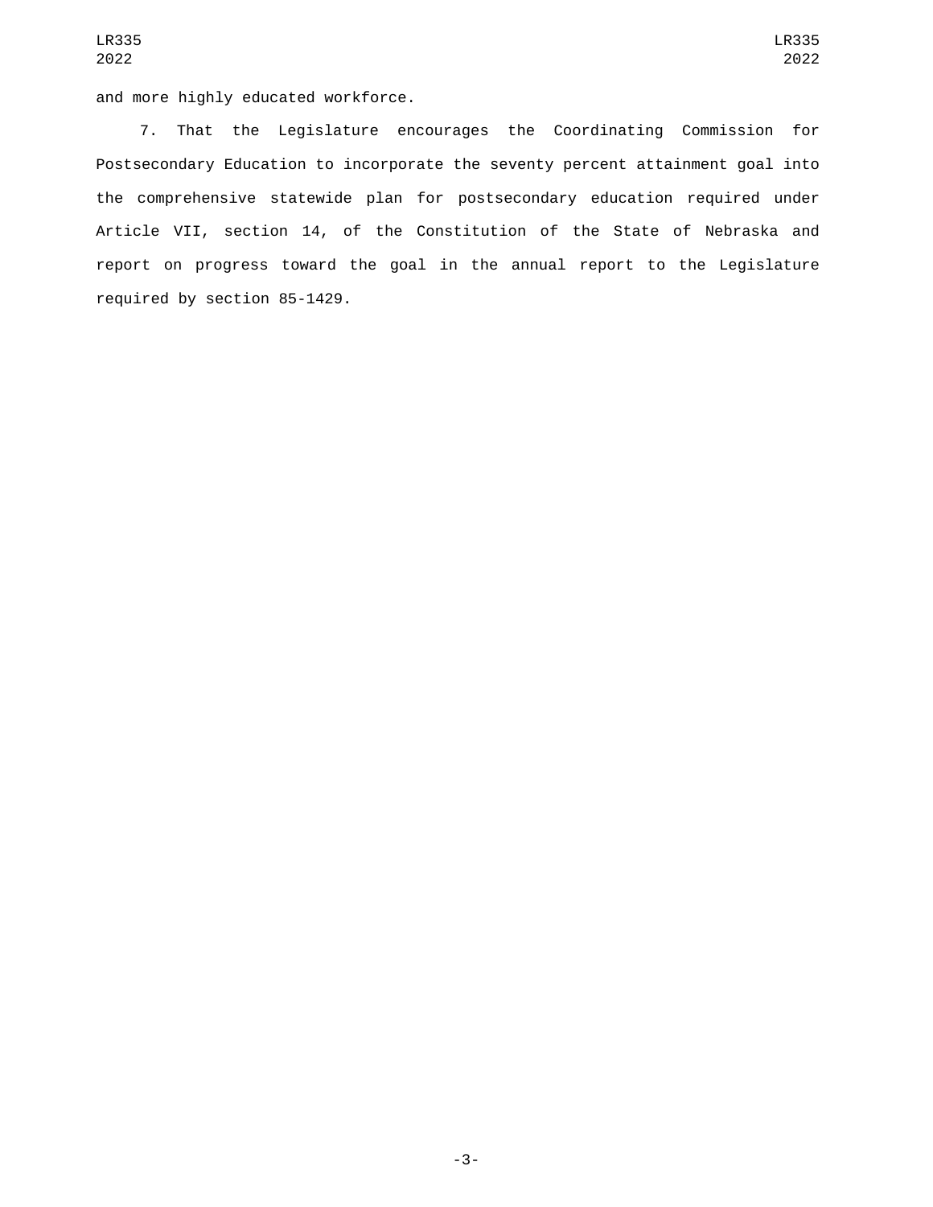and more highly educated workforce.

7. That the Legislature encourages the Coordinating Commission for Postsecondary Education to incorporate the seventy percent attainment goal into the comprehensive statewide plan for postsecondary education required under Article VII, section 14, of the Constitution of the State of Nebraska and report on progress toward the goal in the annual report to the Legislature required by section 85-1429.